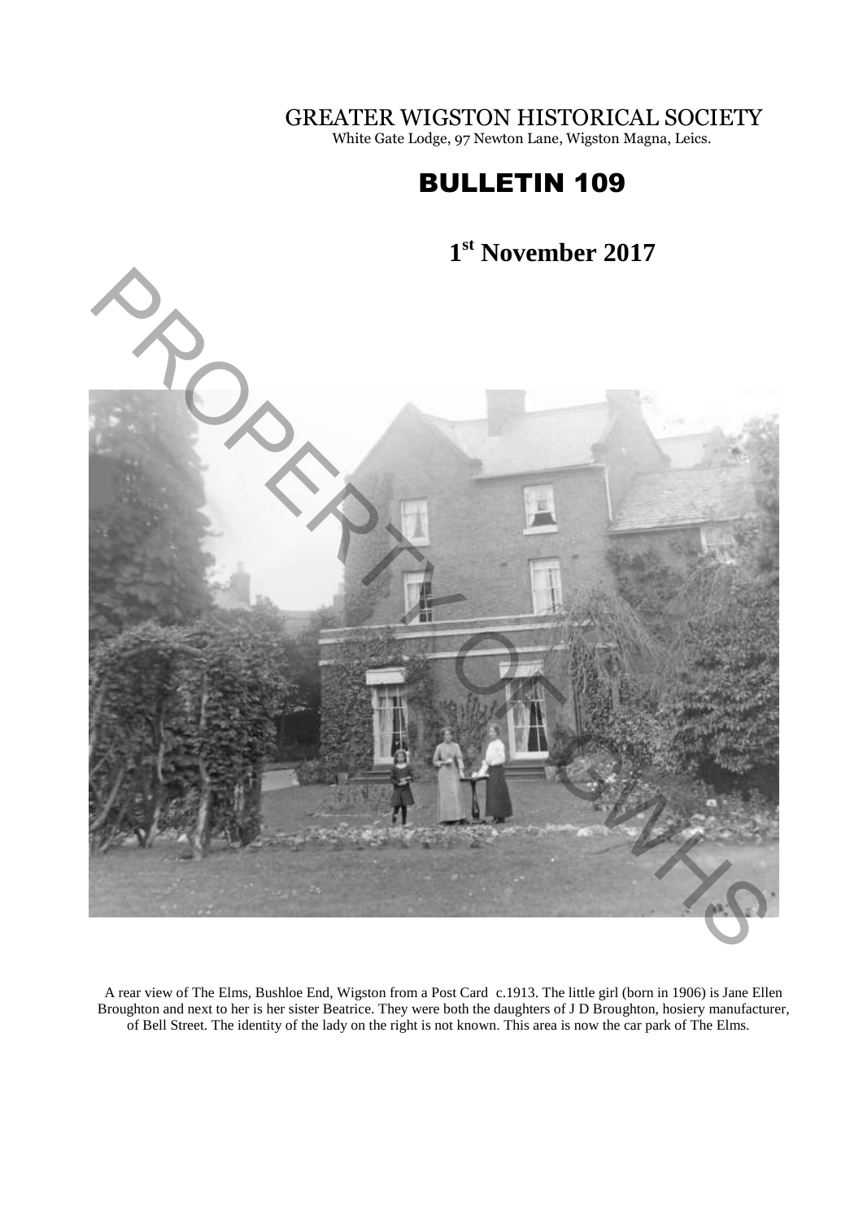# GREATER WIGSTON HISTORICAL SOCIETY

White Gate Lodge, 97 Newton Lane, Wigston Magna, Leics.

## BULLETIN 109

**1st November 2017**

A rear view of The Elms, Bushloe End, Wigston from a Post Card c.1913. The little girl (born in 1906) is Jane Ellen Broughton and next to her is her sister Beatrice. They were both the daughters of J D Broughton, hosiery manufacturer, of Bell Street. The identity of the lady on the right is not known. This area is now the car park of The Elms.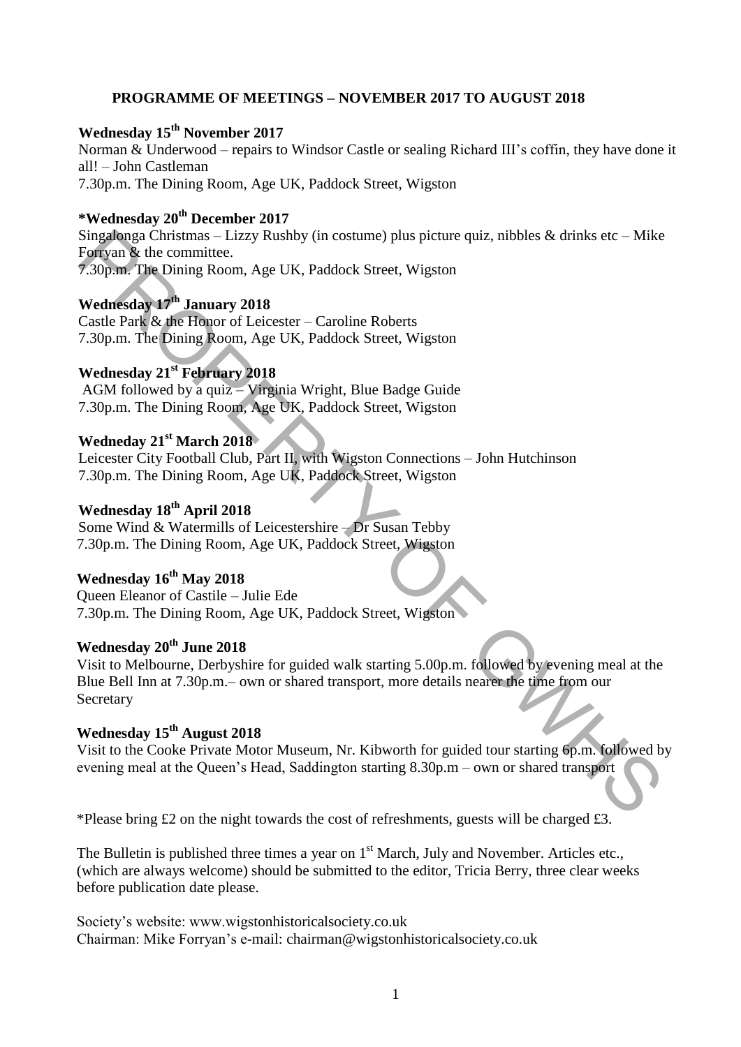## PROGRAMME OF MEETINGS – NOVEMBER 2017 TO AUGUST 2018

**Wednesday 15th November 2017**
Norman & Underwood – repairs to Windsor Castle or sealing Richard III's coffin, they have done it all! – John Castleman
7.30p.m. The Dining Room, Age UK, Paddock Street, Wigston

**\*Wednesday 20th December 2017**
Singalonga Christmas – Lizzy Rushby (in costume) plus picture quiz, nibbles & drinks etc – Mike Forryan & the committee.
7.30p.m. The Dining Room, Age UK, Paddock Street, Wigston

**Wednesday 17th January 2018**
Castle Park & the Honor of Leicester – Caroline Roberts
7.30p.m. The Dining Room, Age UK, Paddock Street, Wigston

**Wednesday 21st February 2018**
AGM followed by a quiz – Virginia Wright, Blue Badge Guide
7.30p.m. The Dining Room, Age UK, Paddock Street, Wigston

**Wedneday 21st March 2018**
Leicester City Football Club, Part II, with Wigston Connections – John Hutchinson
7.30p.m. The Dining Room, Age UK, Paddock Street, Wigston

**Wednesday 18th April 2018**
Some Wind & Watermills of Leicestershire – Dr Susan Tebby
7.30p.m. The Dining Room, Age UK, Paddock Street, Wigston

**Wednesday 16th May 2018**
Queen Eleanor of Castile – Julie Ede
7.30p.m. The Dining Room, Age UK, Paddock Street, Wigston

**Wednesday 20th June 2018**
Visit to Melbourne, Derbyshire for guided walk starting 5.00p.m. followed by evening meal at the Blue Bell Inn at 7.30p.m.– own or shared transport, more details nearer the time from our Secretary

**Wednesday 15th August 2018**
Visit to the Cooke Private Motor Museum, Nr. Kibworth for guided tour starting 6p.m. followed by evening meal at the Queen's Head, Saddington starting 8.30p.m – own or shared transport

\*Please bring £2 on the night towards the cost of refreshments, guests will be charged £3.

The Bulletin is published three times a year on 1st March, July and November. Articles etc., (which are always welcome) should be submitted to the editor, Tricia Berry, three clear weeks before publication date please.

Society's website: www.wigstonhistoricalsociety.co.uk
Chairman: Mike Forryan's e-mail: chairman@wigstonhistoricalsociety.co.uk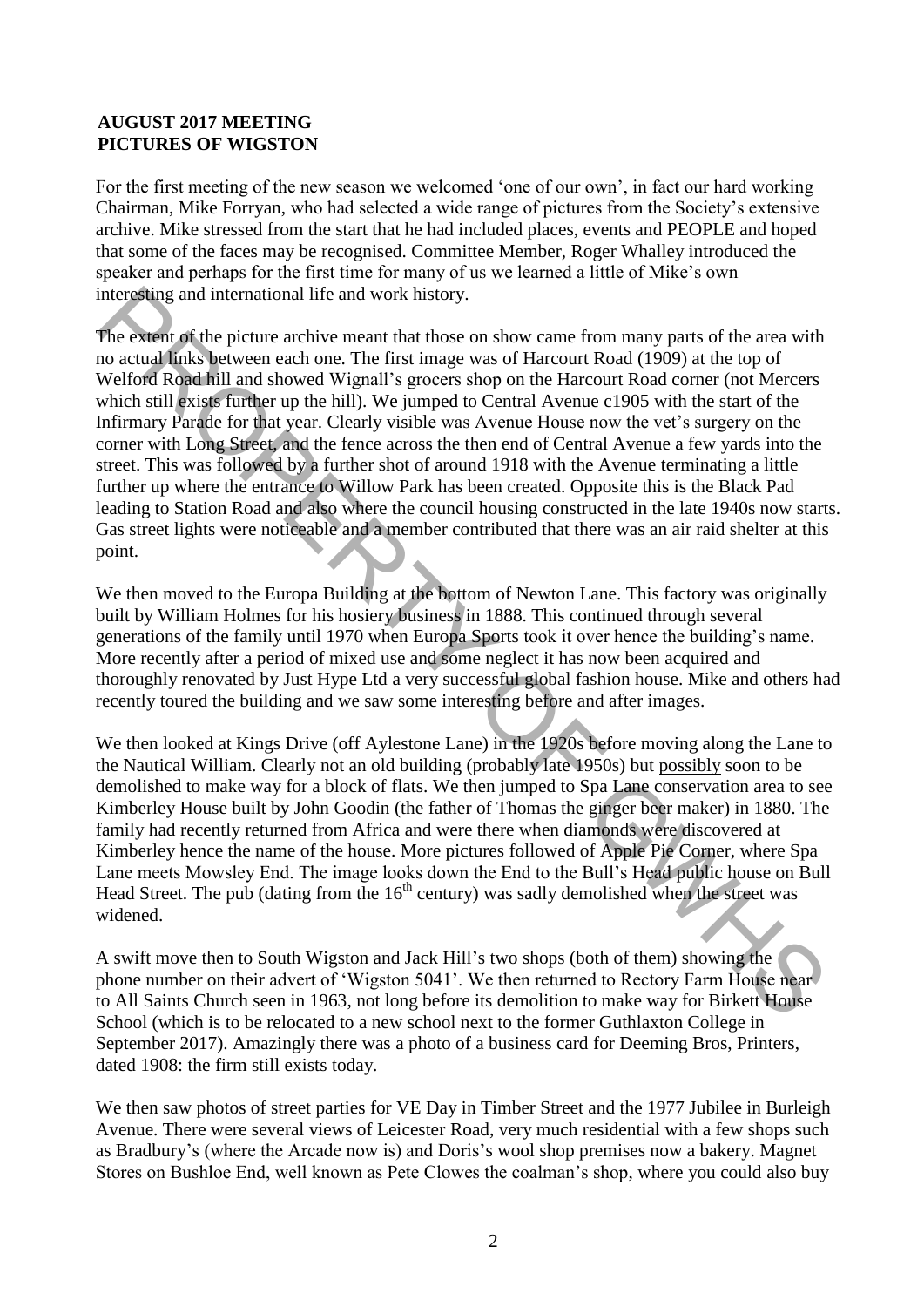**AUGUST 2017 MEETING**
**PICTURES OF WIGSTON**

For the first meeting of the new season we welcomed 'one of our own', in fact our hard working Chairman, Mike Forryan, who had selected a wide range of pictures from the Society's extensive archive. Mike stressed from the start that he had included places, events and PEOPLE and hoped that some of the faces may be recognised. Committee Member, Roger Whalley introduced the speaker and perhaps for the first time for many of us we learned a little of Mike's own interesting and international life and work history.

The extent of the picture archive meant that those on show came from many parts of the area with no actual links between each one. The first image was of Harcourt Road (1909) at the top of Welford Road hill and showed Wignall's grocers shop on the Harcourt Road corner (not Mercers which still exists further up the hill). We jumped to Central Avenue c1905 with the start of the Infirmary Parade for that year. Clearly visible was Avenue House now the vet's surgery on the corner with Long Street, and the fence across the then end of Central Avenue a few yards into the street. This was followed by a further shot of around 1918 with the Avenue terminating a little further up where the entrance to Willow Park has been created. Opposite this is the Black Pad leading to Station Road and also where the council housing constructed in the late 1940s now starts. Gas street lights were noticeable and a member contributed that there was an air raid shelter at this point.

We then moved to the Europa Building at the bottom of Newton Lane. This factory was originally built by William Holmes for his hosiery business in 1888. This continued through several generations of the family until 1970 when Europa Sports took it over hence the building's name. More recently after a period of mixed use and some neglect it has now been acquired and thoroughly renovated by Just Hype Ltd a very successful global fashion house. Mike and others had recently toured the building and we saw some interesting before and after images.

We then looked at Kings Drive (off Aylestone Lane) in the 1920s before moving along the Lane to the Nautical William. Clearly not an old building (probably late 1950s) but <u>possibly</u> soon to be demolished to make way for a block of flats. We then jumped to Spa Lane conservation area to see Kimberley House built by John Goodin (the father of Thomas the ginger beer maker) in 1880. The family had recently returned from Africa and were there when diamonds were discovered at Kimberley hence the name of the house. More pictures followed of Apple Pie Corner, where Spa Lane meets Mowsley End. The image looks down the End to the Bull's Head public house on Bull Head Street. The pub (dating from the 16th century) was sadly demolished when the street was widened.

A swift move then to South Wigston and Jack Hill's two shops (both of them) showing the phone number on their advert of 'Wigston 5041'. We then returned to Rectory Farm House near to All Saints Church seen in 1963, not long before its demolition to make way for Birkett House School (which is to be relocated to a new school next to the former Guthlaxton College in September 2017). Amazingly there was a photo of a business card for Deeming Bros, Printers, dated 1908: the firm still exists today.

We then saw photos of street parties for VE Day in Timber Street and the 1977 Jubilee in Burleigh Avenue. There were several views of Leicester Road, very much residential with a few shops such as Bradbury's (where the Arcade now is) and Doris's wool shop premises now a bakery. Magnet Stores on Bushloe End, well known as Pete Clowes the coalman's shop, where you could also buy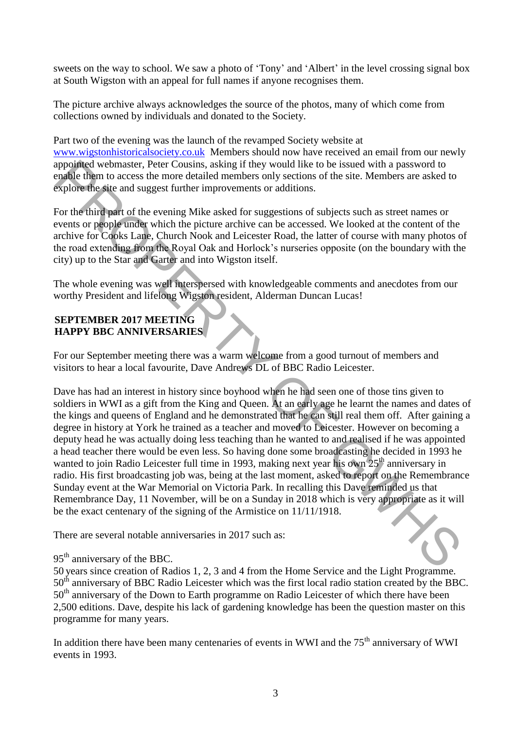sweets on the way to school. We saw a photo of 'Tony' and 'Albert' in the level crossing signal box at South Wigston with an appeal for full names if anyone recognises them.

The picture archive always acknowledges the source of the photos, many of which come from collections owned by individuals and donated to the Society.

Part two of the evening was the launch of the revamped Society website at www.wigstonhistoricalsociety.co.uk Members should now have received an email from our newly appointed webmaster, Peter Cousins, asking if they would like to be issued with a password to enable them to access the more detailed members only sections of the site. Members are asked to explore the site and suggest further improvements or additions.

For the third part of the evening Mike asked for suggestions of subjects such as street names or events or people under which the picture archive can be accessed. We looked at the content of the archive for Cooks Lane, Church Nook and Leicester Road, the latter of course with many photos of the road extending from the Royal Oak and Horlock's nurseries opposite (on the boundary with the city) up to the Star and Garter and into Wigston itself.

The whole evening was well interspersed with knowledgeable comments and anecdotes from our worthy President and lifelong Wigston resident, Alderman Duncan Lucas!

**SEPTEMBER 2017 MEETING**
**HAPPY BBC ANNIVERSARIES**

For our September meeting there was a warm welcome from a good turnout of members and visitors to hear a local favourite, Dave Andrews DL of BBC Radio Leicester.

Dave has had an interest in history since boyhood when he had seen one of those tins given to soldiers in WWI as a gift from the King and Queen. At an early age he learnt the names and dates of the kings and queens of England and he demonstrated that he can still real them off. After gaining a degree in history at York he trained as a teacher and moved to Leicester. However on becoming a deputy head he was actually doing less teaching than he wanted to and realised if he was appointed a head teacher there would be even less. So having done some broadcasting he decided in 1993 he wanted to join Radio Leicester full time in 1993, making next year his own 25th anniversary in radio. His first broadcasting job was, being at the last moment, asked to report on the Remembrance Sunday event at the War Memorial on Victoria Park. In recalling this Dave reminded us that Remembrance Day, 11 November, will be on a Sunday in 2018 which is very appropriate as it will be the exact centenary of the signing of the Armistice on 11/11/1918.

There are several notable anniversaries in 2017 such as:

95th anniversary of the BBC.
50 years since creation of Radios 1, 2, 3 and 4 from the Home Service and the Light Programme.
50th anniversary of BBC Radio Leicester which was the first local radio station created by the BBC.
50th anniversary of the Down to Earth programme on Radio Leicester of which there have been 2,500 editions. Dave, despite his lack of gardening knowledge has been the question master on this programme for many years.

In addition there have been many centenaries of events in WWI and the 75th anniversary of WWI events in 1993.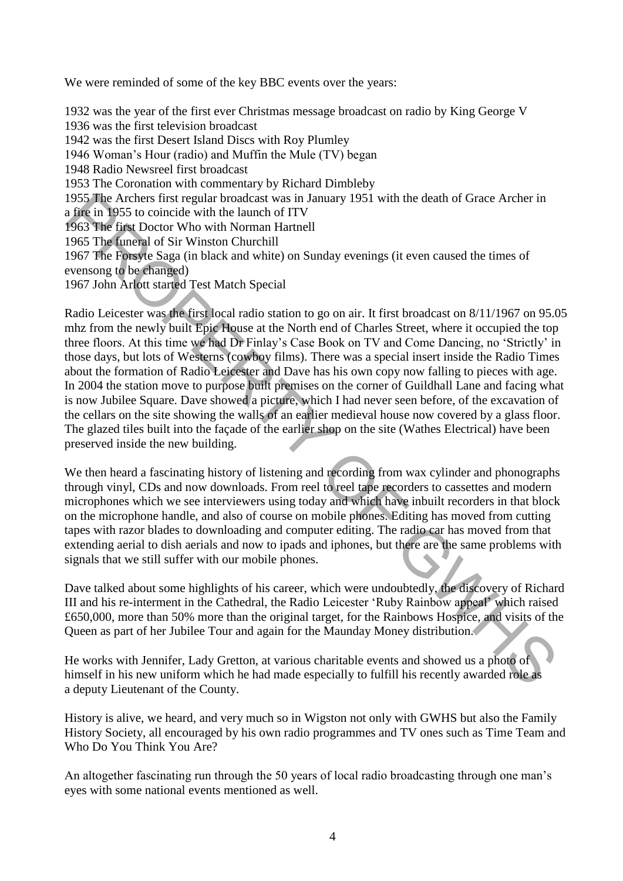We were reminded of some of the key BBC events over the years:

1932 was the year of the first ever Christmas message broadcast on radio by King George V
1936 was the first television broadcast
1942 was the first Desert Island Discs with Roy Plumley
1946 Woman's Hour (radio) and Muffin the Mule (TV) began
1948 Radio Newsreel first broadcast
1953 The Coronation with commentary by Richard Dimbleby
1955 The Archers first regular broadcast was in January 1951 with the death of Grace Archer in a fire in 1955 to coincide with the launch of ITV
1963 The first Doctor Who with Norman Hartnell
1965 The funeral of Sir Winston Churchill
1967 The Forsyte Saga (in black and white) on Sunday evenings (it even caused the times of evensong to be changed)
1967 John Arlott started Test Match Special

Radio Leicester was the first local radio station to go on air. It first broadcast on 8/11/1967 on 95.05 mhz from the newly built Epic House at the North end of Charles Street, where it occupied the top three floors. At this time we had Dr Finlay's Case Book on TV and Come Dancing, no 'Strictly' in those days, but lots of Westerns (cowboy films). There was a special insert inside the Radio Times about the formation of Radio Leicester and Dave has his own copy now falling to pieces with age. In 2004 the station move to purpose built premises on the corner of Guildhall Lane and facing what is now Jubilee Square. Dave showed a picture, which I had never seen before, of the excavation of the cellars on the site showing the walls of an earlier medieval house now covered by a glass floor. The glazed tiles built into the façade of the earlier shop on the site (Wathes Electrical) have been preserved inside the new building.

We then heard a fascinating history of listening and recording from wax cylinder and phonographs through vinyl, CDs and now downloads. From reel to reel tape recorders to cassettes and modern microphones which we see interviewers using today and which have inbuilt recorders in that block on the microphone handle, and also of course on mobile phones. Editing has moved from cutting tapes with razor blades to downloading and computer editing. The radio car has moved from that extending aerial to dish aerials and now to ipads and iphones, but there are the same problems with signals that we still suffer with our mobile phones.

Dave talked about some highlights of his career, which were undoubtedly, the discovery of Richard III and his re-interment in the Cathedral, the Radio Leicester 'Ruby Rainbow appeal' which raised £650,000, more than 50% more than the original target, for the Rainbows Hospice, and visits of the Queen as part of her Jubilee Tour and again for the Maunday Money distribution.

He works with Jennifer, Lady Gretton, at various charitable events and showed us a photo of himself in his new uniform which he had made especially to fulfill his recently awarded role as a deputy Lieutenant of the County.

History is alive, we heard, and very much so in Wigston not only with GWHS but also the Family History Society, all encouraged by his own radio programmes and TV ones such as Time Team and Who Do You Think You Are?

An altogether fascinating run through the 50 years of local radio broadcasting through one man's eyes with some national events mentioned as well.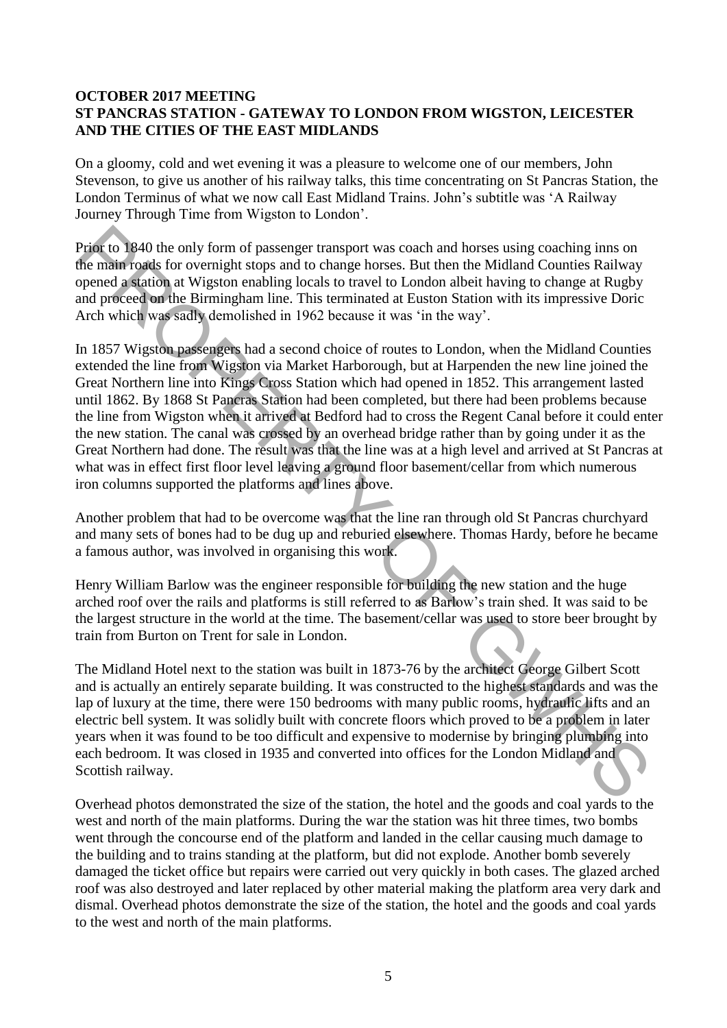**OCTOBER 2017 MEETING**
**ST PANCRAS STATION - GATEWAY TO LONDON FROM WIGSTON, LEICESTER AND THE CITIES OF THE EAST MIDLANDS**

On a gloomy, cold and wet evening it was a pleasure to welcome one of our members, John Stevenson, to give us another of his railway talks, this time concentrating on St Pancras Station, the London Terminus of what we now call East Midland Trains. John's subtitle was 'A Railway Journey Through Time from Wigston to London'.

Prior to 1840 the only form of passenger transport was coach and horses using coaching inns on the main roads for overnight stops and to change horses. But then the Midland Counties Railway opened a station at Wigston enabling locals to travel to London albeit having to change at Rugby and proceed on the Birmingham line. This terminated at Euston Station with its impressive Doric Arch which was sadly demolished in 1962 because it was 'in the way'.

In 1857 Wigston passengers had a second choice of routes to London, when the Midland Counties extended the line from Wigston via Market Harborough, but at Harpenden the new line joined the Great Northern line into Kings Cross Station which had opened in 1852. This arrangement lasted until 1862. By 1868 St Pancras Station had been completed, but there had been problems because the line from Wigston when it arrived at Bedford had to cross the Regent Canal before it could enter the new station. The canal was crossed by an overhead bridge rather than by going under it as the Great Northern had done. The result was that the line was at a high level and arrived at St Pancras at what was in effect first floor level leaving a ground floor basement/cellar from which numerous iron columns supported the platforms and lines above.

Another problem that had to be overcome was that the line ran through old St Pancras churchyard and many sets of bones had to be dug up and reburied elsewhere. Thomas Hardy, before he became a famous author, was involved in organising this work.

Henry William Barlow was the engineer responsible for building the new station and the huge arched roof over the rails and platforms is still referred to as Barlow's train shed. It was said to be the largest structure in the world at the time. The basement/cellar was used to store beer brought by train from Burton on Trent for sale in London.

The Midland Hotel next to the station was built in 1873-76 by the architect George Gilbert Scott and is actually an entirely separate building. It was constructed to the highest standards and was the lap of luxury at the time, there were 150 bedrooms with many public rooms, hydraulic lifts and an electric bell system. It was solidly built with concrete floors which proved to be a problem in later years when it was found to be too difficult and expensive to modernise by bringing plumbing into each bedroom. It was closed in 1935 and converted into offices for the London Midland and Scottish railway.

Overhead photos demonstrated the size of the station, the hotel and the goods and coal yards to the west and north of the main platforms. During the war the station was hit three times, two bombs went through the concourse end of the platform and landed in the cellar causing much damage to the building and to trains standing at the platform, but did not explode. Another bomb severely damaged the ticket office but repairs were carried out very quickly in both cases. The glazed arched roof was also destroyed and later replaced by other material making the platform area very dark and dismal. Overhead photos demonstrate the size of the station, the hotel and the goods and coal yards to the west and north of the main platforms.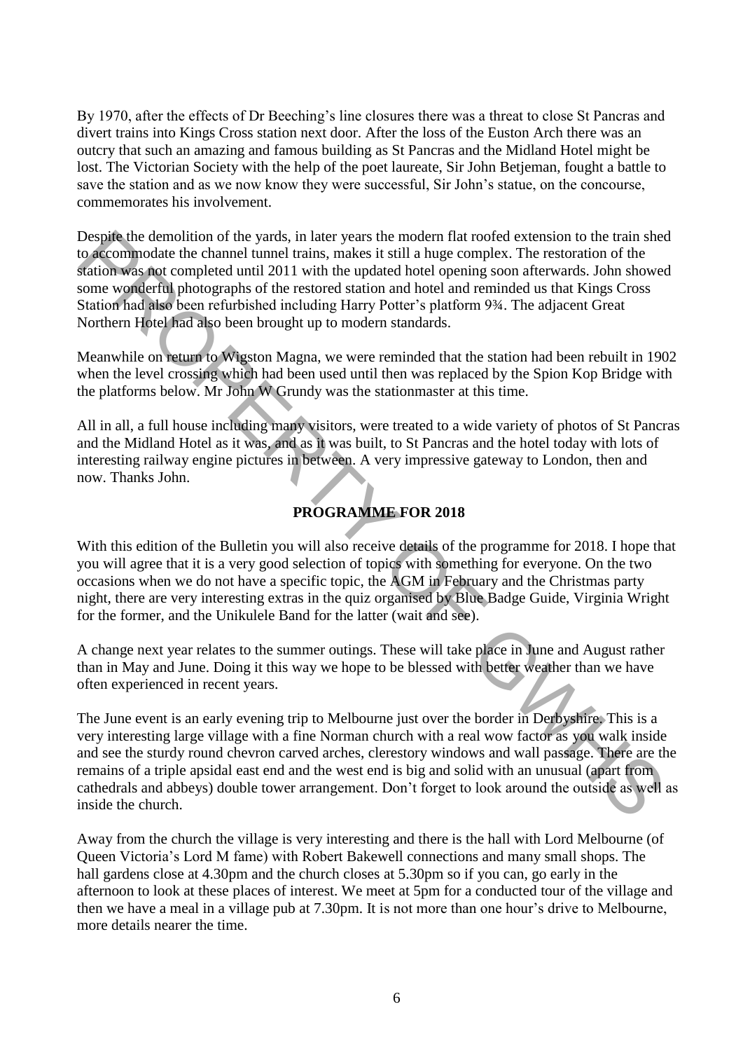By 1970, after the effects of Dr Beeching's line closures there was a threat to close St Pancras and divert trains into Kings Cross station next door. After the loss of the Euston Arch there was an outcry that such an amazing and famous building as St Pancras and the Midland Hotel might be lost. The Victorian Society with the help of the poet laureate, Sir John Betjeman, fought a battle to save the station and as we now know they were successful, Sir John's statue, on the concourse, commemorates his involvement.

Despite the demolition of the yards, in later years the modern flat roofed extension to the train shed to accommodate the channel tunnel trains, makes it still a huge complex. The restoration of the station was not completed until 2011 with the updated hotel opening soon afterwards. John showed some wonderful photographs of the restored station and hotel and reminded us that Kings Cross Station had also been refurbished including Harry Potter's platform 9¾. The adjacent Great Northern Hotel had also been brought up to modern standards.

Meanwhile on return to Wigston Magna, we were reminded that the station had been rebuilt in 1902 when the level crossing which had been used until then was replaced by the Spion Kop Bridge with the platforms below. Mr John W Grundy was the stationmaster at this time.

All in all, a full house including many visitors, were treated to a wide variety of photos of St Pancras and the Midland Hotel as it was, and as it was built, to St Pancras and the hotel today with lots of interesting railway engine pictures in between. A very impressive gateway to London, then and now. Thanks John.

## PROGRAMME FOR 2018

With this edition of the Bulletin you will also receive details of the programme for 2018. I hope that you will agree that it is a very good selection of topics with something for everyone. On the two occasions when we do not have a specific topic, the AGM in February and the Christmas party night, there are very interesting extras in the quiz organised by Blue Badge Guide, Virginia Wright for the former, and the Unikulele Band for the latter (wait and see).

A change next year relates to the summer outings. These will take place in June and August rather than in May and June. Doing it this way we hope to be blessed with better weather than we have often experienced in recent years.

The June event is an early evening trip to Melbourne just over the border in Derbyshire. This is a very interesting large village with a fine Norman church with a real wow factor as you walk inside and see the sturdy round chevron carved arches, clerestory windows and wall passage. There are the remains of a triple apsidal east end and the west end is big and solid with an unusual (apart from cathedrals and abbeys) double tower arrangement. Don't forget to look around the outside as well as inside the church.

Away from the church the village is very interesting and there is the hall with Lord Melbourne (of Queen Victoria's Lord M fame) with Robert Bakewell connections and many small shops. The hall gardens close at 4.30pm and the church closes at 5.30pm so if you can, go early in the afternoon to look at these places of interest. We meet at 5pm for a conducted tour of the village and then we have a meal in a village pub at 7.30pm. It is not more than one hour's drive to Melbourne, more details nearer the time.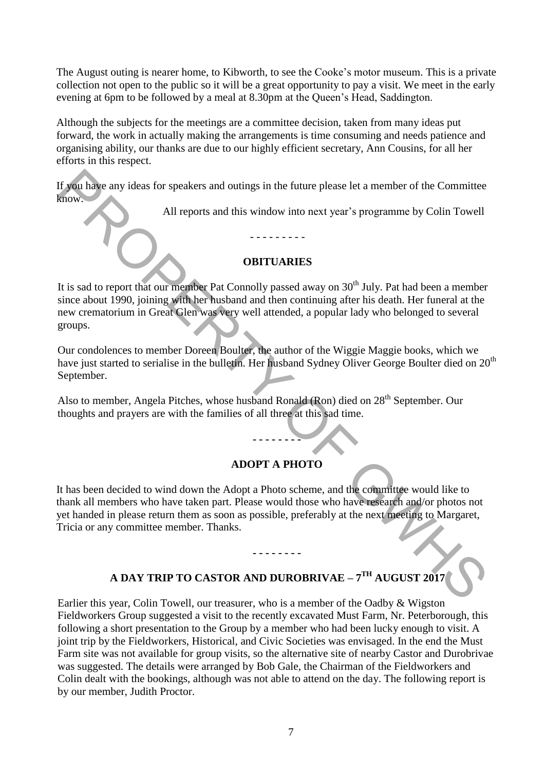The August outing is nearer home, to Kibworth, to see the Cooke's motor museum. This is a private collection not open to the public so it will be a great opportunity to pay a visit. We meet in the early evening at 6pm to be followed by a meal at 8.30pm at the Queen's Head, Saddington.

Although the subjects for the meetings are a committee decision, taken from many ideas put forward, the work in actually making the arrangements is time consuming and needs patience and organising ability, our thanks are due to our highly efficient secretary, Ann Cousins, for all her efforts in this respect.

If you have any ideas for speakers and outings in the future please let a member of the Committee know.

All reports and this window into next year's programme by Colin Towell

- - - - - - - - -

## OBITUARIES

It is sad to report that our member Pat Connolly passed away on 30th July. Pat had been a member since about 1990, joining with her husband and then continuing after his death. Her funeral at the new crematorium in Great Glen was very well attended, a popular lady who belonged to several groups.

Our condolences to member Doreen Boulter, the author of the Wiggie Maggie books, which we have just started to serialise in the bulletin. Her husband Sydney Oliver George Boulter died on 20th September.

Also to member, Angela Pitches, whose husband Ronald (Ron) died on 28th September. Our thoughts and prayers are with the families of all three at this sad time.

- - - - - - - -

## ADOPT A PHOTO

It has been decided to wind down the Adopt a Photo scheme, and the committee would like to thank all members who have taken part. Please would those who have research and/or photos not yet handed in please return them as soon as possible, preferably at the next meeting to Margaret, Tricia or any committee member. Thanks.

- - - - - - - -

## A DAY TRIP TO CASTOR AND DUROBRIVAE – 7TH AUGUST 2017

Earlier this year, Colin Towell, our treasurer, who is a member of the Oadby & Wigston Fieldworkers Group suggested a visit to the recently excavated Must Farm, Nr. Peterborough, this following a short presentation to the Group by a member who had been lucky enough to visit. A joint trip by the Fieldworkers, Historical, and Civic Societies was envisaged. In the end the Must Farm site was not available for group visits, so the alternative site of nearby Castor and Durobrivae was suggested. The details were arranged by Bob Gale, the Chairman of the Fieldworkers and Colin dealt with the bookings, although was not able to attend on the day. The following report is by our member, Judith Proctor.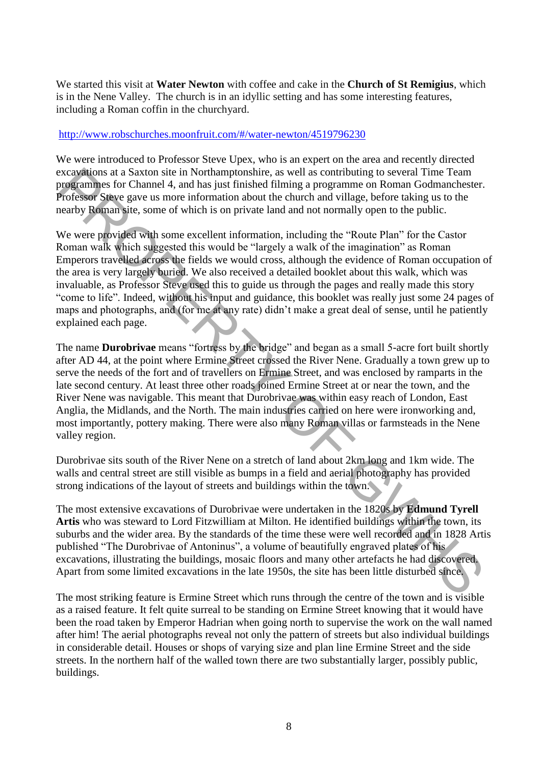We started this visit at **Water Newton** with coffee and cake in the **Church of St Remigius**, which is in the Nene Valley. The church is in an idyllic setting and has some interesting features, including a Roman coffin in the churchyard.

http://www.robschurches.moonfruit.com/#/water-newton/4519796230

We were introduced to Professor Steve Upex, who is an expert on the area and recently directed excavations at a Saxton site in Northamptonshire, as well as contributing to several Time Team programmes for Channel 4, and has just finished filming a programme on Roman Godmanchester. Professor Steve gave us more information about the church and village, before taking us to the nearby Roman site, some of which is on private land and not normally open to the public.

We were provided with some excellent information, including the "Route Plan" for the Castor Roman walk which suggested this would be "largely a walk of the imagination" as Roman Emperors travelled across the fields we would cross, although the evidence of Roman occupation of the area is very largely buried. We also received a detailed booklet about this walk, which was invaluable, as Professor Steve used this to guide us through the pages and really made this story "come to life". Indeed, without his input and guidance, this booklet was really just some 24 pages of maps and photographs, and (for me at any rate) didn't make a great deal of sense, until he patiently explained each page.

The name **Durobrivae** means "fortress by the bridge" and began as a small 5-acre fort built shortly after AD 44, at the point where Ermine Street crossed the River Nene. Gradually a town grew up to serve the needs of the fort and of travellers on Ermine Street, and was enclosed by ramparts in the late second century. At least three other roads joined Ermine Street at or near the town, and the River Nene was navigable. This meant that Durobrivae was within easy reach of London, East Anglia, the Midlands, and the North. The main industries carried on here were ironworking and, most importantly, pottery making. There were also many Roman villas or farmsteads in the Nene valley region.

Durobrivae sits south of the River Nene on a stretch of land about 2km long and 1km wide. The walls and central street are still visible as bumps in a field and aerial photography has provided strong indications of the layout of streets and buildings within the town.

The most extensive excavations of Durobrivae were undertaken in the 1820s by **Edmund Tyrell Artis** who was steward to Lord Fitzwilliam at Milton. He identified buildings within the town, its suburbs and the wider area. By the standards of the time these were well recorded and in 1828 Artis published "The Durobrivae of Antoninus", a volume of beautifully engraved plates of his excavations, illustrating the buildings, mosaic floors and many other artefacts he had discovered. Apart from some limited excavations in the late 1950s, the site has been little disturbed since.

The most striking feature is Ermine Street which runs through the centre of the town and is visible as a raised feature. It felt quite surreal to be standing on Ermine Street knowing that it would have been the road taken by Emperor Hadrian when going north to supervise the work on the wall named after him! The aerial photographs reveal not only the pattern of streets but also individual buildings in considerable detail. Houses or shops of varying size and plan line Ermine Street and the side streets. In the northern half of the walled town there are two substantially larger, possibly public, buildings.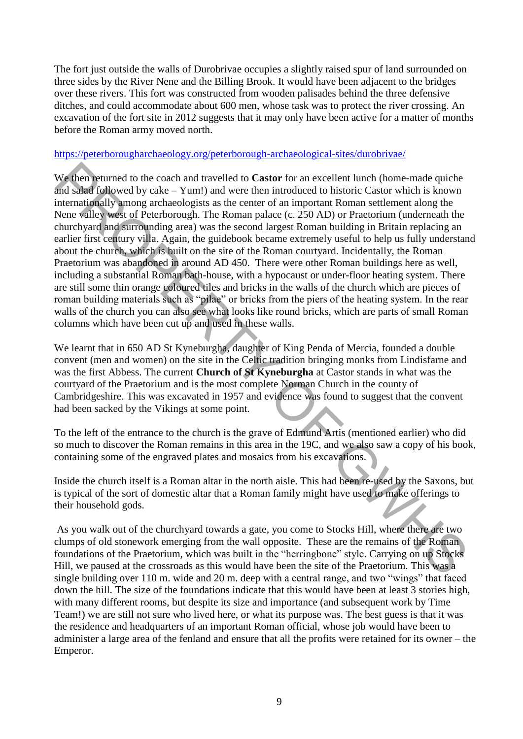The fort just outside the walls of Durobrivae occupies a slightly raised spur of land surrounded on three sides by the River Nene and the Billing Brook. It would have been adjacent to the bridges over these rivers. This fort was constructed from wooden palisades behind the three defensive ditches, and could accommodate about 600 men, whose task was to protect the river crossing. An excavation of the fort site in 2012 suggests that it may only have been active for a matter of months before the Roman army moved north.

https://peterborougharchaeology.org/peterborough-archaeological-sites/durobrivae/

We then returned to the coach and travelled to **Castor** for an excellent lunch (home-made quiche and salad followed by cake – Yum!) and were then introduced to historic Castor which is known internationally among archaeologists as the center of an important Roman settlement along the Nene valley west of Peterborough. The Roman palace (c. 250 AD) or Praetorium (underneath the churchyard and surrounding area) was the second largest Roman building in Britain replacing an earlier first century villa. Again, the guidebook became extremely useful to help us fully understand about the church, which is built on the site of the Roman courtyard. Incidentally, the Roman Praetorium was abandoned in around AD 450. There were other Roman buildings here as well, including a substantial Roman bath-house, with a hypocaust or under-floor heating system. There are still some thin orange coloured tiles and bricks in the walls of the church which are pieces of roman building materials such as "pilae" or bricks from the piers of the heating system. In the rear walls of the church you can also see what looks like round bricks, which are parts of small Roman columns which have been cut up and used in these walls.

We learnt that in 650 AD St Kyneburgha, daughter of King Penda of Mercia, founded a double convent (men and women) on the site in the Celtic tradition bringing monks from Lindisfarne and was the first Abbess. The current **Church of St Kyneburgha** at Castor stands in what was the courtyard of the Praetorium and is the most complete Norman Church in the county of Cambridgeshire. This was excavated in 1957 and evidence was found to suggest that the convent had been sacked by the Vikings at some point.

To the left of the entrance to the church is the grave of Edmund Artis (mentioned earlier) who did so much to discover the Roman remains in this area in the 19C, and we also saw a copy of his book, containing some of the engraved plates and mosaics from his excavations.

Inside the church itself is a Roman altar in the north aisle. This had been re-used by the Saxons, but is typical of the sort of domestic altar that a Roman family might have used to make offerings to their household gods.

As you walk out of the churchyard towards a gate, you come to Stocks Hill, where there are two clumps of old stonework emerging from the wall opposite. These are the remains of the Roman foundations of the Praetorium, which was built in the "herringbone" style. Carrying on up Stocks Hill, we paused at the crossroads as this would have been the site of the Praetorium. This was a single building over 110 m. wide and 20 m. deep with a central range, and two "wings" that faced down the hill. The size of the foundations indicate that this would have been at least 3 stories high, with many different rooms, but despite its size and importance (and subsequent work by Time Team!) we are still not sure who lived here, or what its purpose was. The best guess is that it was the residence and headquarters of an important Roman official, whose job would have been to administer a large area of the fenland and ensure that all the profits were retained for its owner – the Emperor.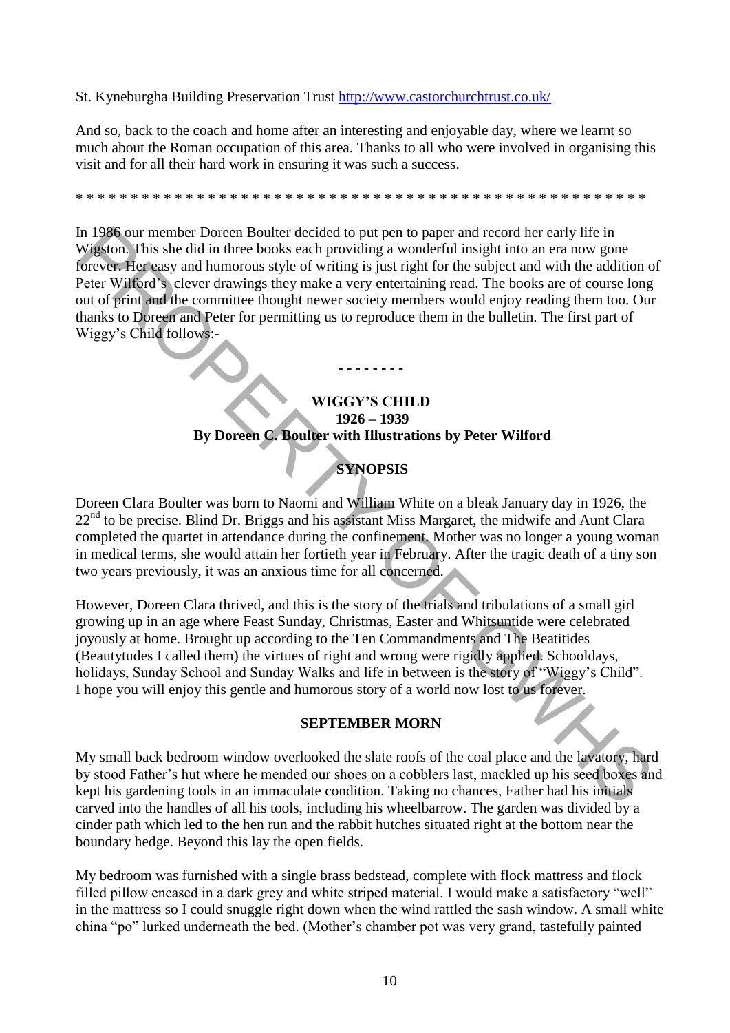St. Kyneburgha Building Preservation Trust http://www.castorchurchtrust.co.uk/

And so, back to the coach and home after an interesting and enjoyable day, where we learnt so much about the Roman occupation of this area. Thanks to all who were involved in organising this visit and for all their hard work in ensuring it was such a success.

* * * * * * * * * * * * * * * * * * * * * * * * * * * * * * * * * * * * * * * * * * * * * * * * * * * *

In 1986 our member Doreen Boulter decided to put pen to paper and record her early life in Wigston. This she did in three books each providing a wonderful insight into an era now gone forever. Her easy and humorous style of writing is just right for the subject and with the addition of Peter Wilford's clever drawings they make a very entertaining read. The books are of course long out of print and the committee thought newer society members would enjoy reading them too. Our thanks to Doreen and Peter for permitting us to reproduce them in the bulletin. The first part of Wiggy's Child follows:-

\- - - - - - - -

**WIGGY'S CHILD**
**1926 – 1939**
**By Doreen C. Boulter with Illustrations by Peter Wilford**

**SYNOPSIS**

Doreen Clara Boulter was born to Naomi and William White on a bleak January day in 1926, the 22nd to be precise. Blind Dr. Briggs and his assistant Miss Margaret, the midwife and Aunt Clara completed the quartet in attendance during the confinement. Mother was no longer a young woman in medical terms, she would attain her fortieth year in February. After the tragic death of a tiny son two years previously, it was an anxious time for all concerned.

However, Doreen Clara thrived, and this is the story of the trials and tribulations of a small girl growing up in an age where Feast Sunday, Christmas, Easter and Whitsuntide were celebrated joyously at home. Brought up according to the Ten Commandments and The Beatitides (Beautytudes I called them) the virtues of right and wrong were rigidly applied. Schooldays, holidays, Sunday School and Sunday Walks and life in between is the story of "Wiggy's Child". I hope you will enjoy this gentle and humorous story of a world now lost to us forever.

**SEPTEMBER MORN**

My small back bedroom window overlooked the slate roofs of the coal place and the lavatory, hard by stood Father's hut where he mended our shoes on a cobblers last, mackled up his seed boxes and kept his gardening tools in an immaculate condition. Taking no chances, Father had his initials carved into the handles of all his tools, including his wheelbarrow. The garden was divided by a cinder path which led to the hen run and the rabbit hutches situated right at the bottom near the boundary hedge. Beyond this lay the open fields.

My bedroom was furnished with a single brass bedstead, complete with flock mattress and flock filled pillow encased in a dark grey and white striped material. I would make a satisfactory "well" in the mattress so I could snuggle right down when the wind rattled the sash window. A small white china "po" lurked underneath the bed. (Mother's chamber pot was very grand, tastefully painted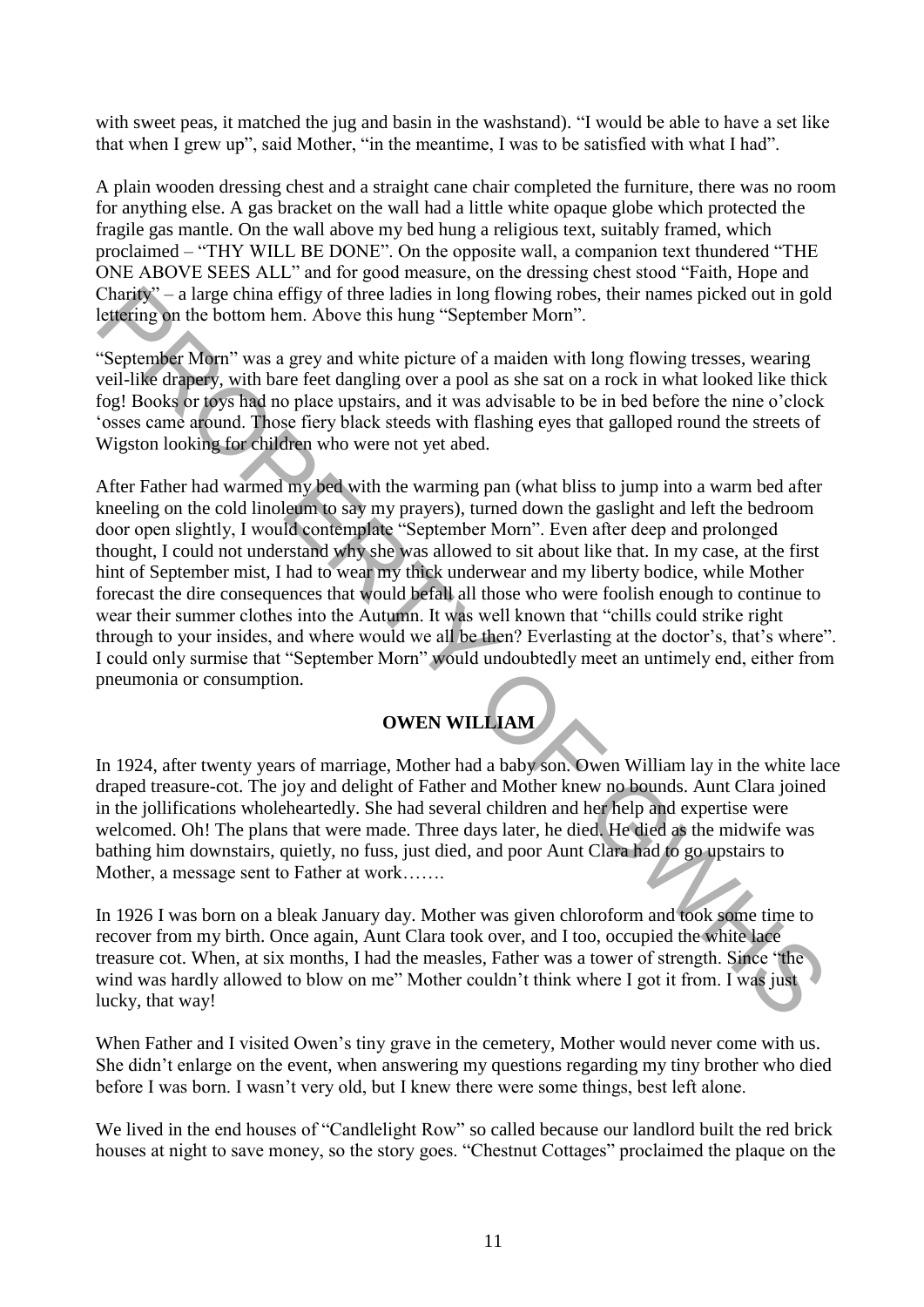with sweet peas, it matched the jug and basin in the washstand). "I would be able to have a set like that when I grew up", said Mother, "in the meantime, I was to be satisfied with what I had".

A plain wooden dressing chest and a straight cane chair completed the furniture, there was no room for anything else. A gas bracket on the wall had a little white opaque globe which protected the fragile gas mantle. On the wall above my bed hung a religious text, suitably framed, which proclaimed – "THY WILL BE DONE". On the opposite wall, a companion text thundered "THE ONE ABOVE SEES ALL" and for good measure, on the dressing chest stood "Faith, Hope and Charity" – a large china effigy of three ladies in long flowing robes, their names picked out in gold lettering on the bottom hem. Above this hung "September Morn".

"September Morn" was a grey and white picture of a maiden with long flowing tresses, wearing veil-like drapery, with bare feet dangling over a pool as she sat on a rock in what looked like thick fog! Books or toys had no place upstairs, and it was advisable to be in bed before the nine o'clock 'osses came around. Those fiery black steeds with flashing eyes that galloped round the streets of Wigston looking for children who were not yet abed.

After Father had warmed my bed with the warming pan (what bliss to jump into a warm bed after kneeling on the cold linoleum to say my prayers), turned down the gaslight and left the bedroom door open slightly, I would contemplate "September Morn". Even after deep and prolonged thought, I could not understand why she was allowed to sit about like that. In my case, at the first hint of September mist, I had to wear my thick underwear and my liberty bodice, while Mother forecast the dire consequences that would befall all those who were foolish enough to continue to wear their summer clothes into the Autumn. It was well known that "chills could strike right through to your insides, and where would we all be then? Everlasting at the doctor's, that's where". I could only surmise that "September Morn" would undoubtedly meet an untimely end, either from pneumonia or consumption.

## OWEN WILLIAM

In 1924, after twenty years of marriage, Mother had a baby son. Owen William lay in the white lace draped treasure-cot. The joy and delight of Father and Mother knew no bounds. Aunt Clara joined in the jollifications wholeheartedly. She had several children and her help and expertise were welcomed. Oh! The plans that were made. Three days later, he died. He died as the midwife was bathing him downstairs, quietly, no fuss, just died, and poor Aunt Clara had to go upstairs to Mother, a message sent to Father at work…….

In 1926 I was born on a bleak January day. Mother was given chloroform and took some time to recover from my birth. Once again, Aunt Clara took over, and I too, occupied the white lace treasure cot. When, at six months, I had the measles, Father was a tower of strength. Since "the wind was hardly allowed to blow on me" Mother couldn't think where I got it from. I was just lucky, that way!

When Father and I visited Owen's tiny grave in the cemetery, Mother would never come with us. She didn't enlarge on the event, when answering my questions regarding my tiny brother who died before I was born. I wasn't very old, but I knew there were some things, best left alone.

We lived in the end houses of "Candlelight Row" so called because our landlord built the red brick houses at night to save money, so the story goes. "Chestnut Cottages" proclaimed the plaque on the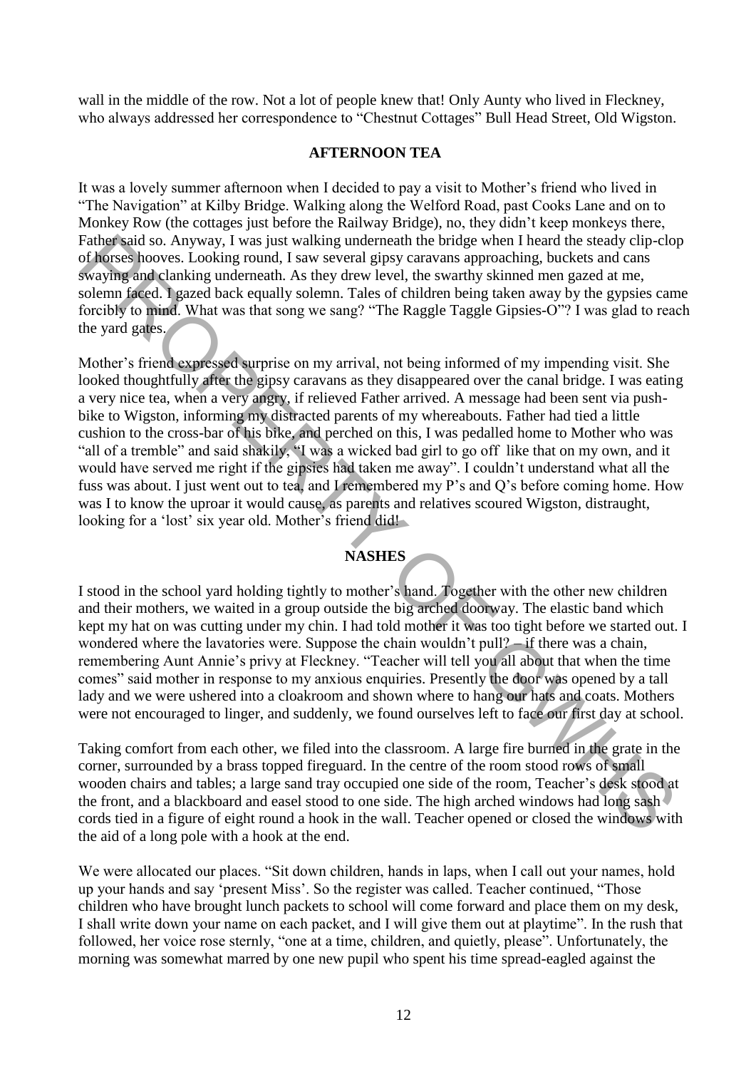wall in the middle of the row. Not a lot of people knew that! Only Aunty who lived in Fleckney, who always addressed her correspondence to "Chestnut Cottages" Bull Head Street, Old Wigston.

## AFTERNOON TEA

It was a lovely summer afternoon when I decided to pay a visit to Mother's friend who lived in "The Navigation" at Kilby Bridge. Walking along the Welford Road, past Cooks Lane and on to Monkey Row (the cottages just before the Railway Bridge), no, they didn't keep monkeys there, Father said so. Anyway, I was just walking underneath the bridge when I heard the steady clip-clop of horses hooves. Looking round, I saw several gipsy caravans approaching, buckets and cans swaying and clanking underneath. As they drew level, the swarthy skinned men gazed at me, solemn faced. I gazed back equally solemn. Tales of children being taken away by the gypsies came forcibly to mind. What was that song we sang? "The Raggle Taggle Gipsies-O"? I was glad to reach the yard gates.

Mother's friend expressed surprise on my arrival, not being informed of my impending visit. She looked thoughtfully after the gipsy caravans as they disappeared over the canal bridge. I was eating a very nice tea, when a very angry, if relieved Father arrived. A message had been sent via push-bike to Wigston, informing my distracted parents of my whereabouts. Father had tied a little cushion to the cross-bar of his bike, and perched on this, I was pedalled home to Mother who was "all of a tremble" and said shakily, "I was a wicked bad girl to go off like that on my own, and it would have served me right if the gipsies had taken me away". I couldn't understand what all the fuss was about. I just went out to tea, and I remembered my P's and Q's before coming home. How was I to know the uproar it would cause, as parents and relatives scoured Wigston, distraught, looking for a 'lost' six year old. Mother's friend did!

## NASHES

I stood in the school yard holding tightly to mother's hand. Together with the other new children and their mothers, we waited in a group outside the big arched doorway. The elastic band which kept my hat on was cutting under my chin. I had told mother it was too tight before we started out. I wondered where the lavatories were. Suppose the chain wouldn't pull? – if there was a chain, remembering Aunt Annie's privy at Fleckney. "Teacher will tell you all about that when the time comes" said mother in response to my anxious enquiries. Presently the door was opened by a tall lady and we were ushered into a cloakroom and shown where to hang our hats and coats. Mothers were not encouraged to linger, and suddenly, we found ourselves left to face our first day at school.

Taking comfort from each other, we filed into the classroom. A large fire burned in the grate in the corner, surrounded by a brass topped fireguard. In the centre of the room stood rows of small wooden chairs and tables; a large sand tray occupied one side of the room, Teacher's desk stood at the front, and a blackboard and easel stood to one side. The high arched windows had long sash cords tied in a figure of eight round a hook in the wall. Teacher opened or closed the windows with the aid of a long pole with a hook at the end.

We were allocated our places. "Sit down children, hands in laps, when I call out your names, hold up your hands and say 'present Miss'. So the register was called. Teacher continued, "Those children who have brought lunch packets to school will come forward and place them on my desk, I shall write down your name on each packet, and I will give them out at playtime". In the rush that followed, her voice rose sternly, "one at a time, children, and quietly, please". Unfortunately, the morning was somewhat marred by one new pupil who spent his time spread-eagled against the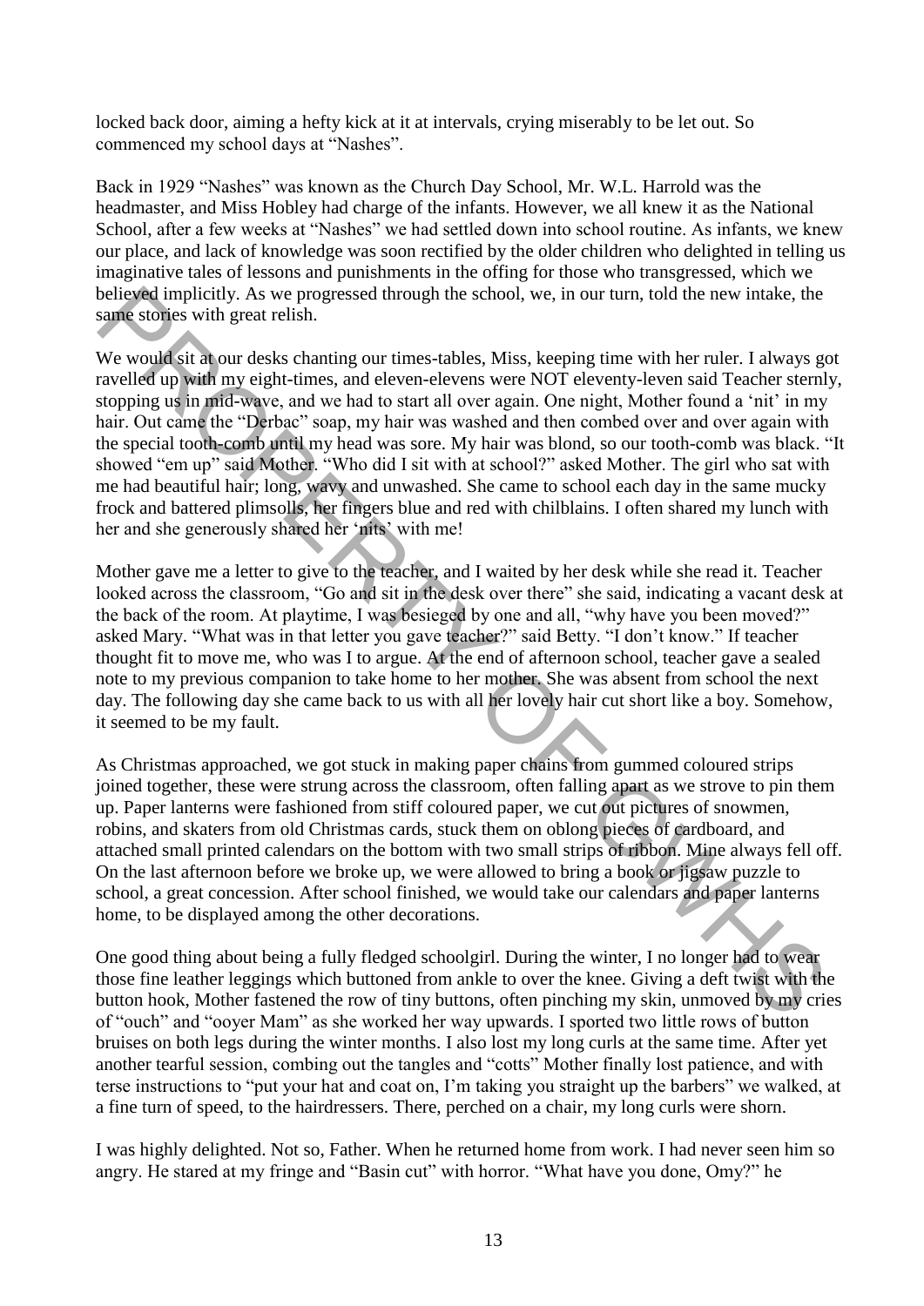locked back door, aiming a hefty kick at it at intervals, crying miserably to be let out. So commenced my school days at "Nashes".

Back in 1929 "Nashes" was known as the Church Day School, Mr. W.L. Harrold was the headmaster, and Miss Hobley had charge of the infants. However, we all knew it as the National School, after a few weeks at "Nashes" we had settled down into school routine. As infants, we knew our place, and lack of knowledge was soon rectified by the older children who delighted in telling us imaginative tales of lessons and punishments in the offing for those who transgressed, which we believed implicitly. As we progressed through the school, we, in our turn, told the new intake, the same stories with great relish.

We would sit at our desks chanting our times-tables, Miss, keeping time with her ruler. I always got ravelled up with my eight-times, and eleven-elevens were NOT eleventy-leven said Teacher sternly, stopping us in mid-wave, and we had to start all over again. One night, Mother found a 'nit' in my hair. Out came the "Derbac" soap, my hair was washed and then combed over and over again with the special tooth-comb until my head was sore. My hair was blond, so our tooth-comb was black. "It showed "em up" said Mother. "Who did I sit with at school?" asked Mother. The girl who sat with me had beautiful hair; long, wavy and unwashed. She came to school each day in the same mucky frock and battered plimsolls, her fingers blue and red with chilblains. I often shared my lunch with her and she generously shared her 'nits' with me!

Mother gave me a letter to give to the teacher, and I waited by her desk while she read it. Teacher looked across the classroom, "Go and sit in the desk over there" she said, indicating a vacant desk at the back of the room. At playtime, I was besieged by one and all, "why have you been moved?" asked Mary. "What was in that letter you gave teacher?" said Betty. "I don't know." If teacher thought fit to move me, who was I to argue. At the end of afternoon school, teacher gave a sealed note to my previous companion to take home to her mother. She was absent from school the next day. The following day she came back to us with all her lovely hair cut short like a boy. Somehow, it seemed to be my fault.

As Christmas approached, we got stuck in making paper chains from gummed coloured strips joined together, these were strung across the classroom, often falling apart as we strove to pin them up. Paper lanterns were fashioned from stiff coloured paper, we cut out pictures of snowmen, robins, and skaters from old Christmas cards, stuck them on oblong pieces of cardboard, and attached small printed calendars on the bottom with two small strips of ribbon. Mine always fell off. On the last afternoon before we broke up, we were allowed to bring a book or jigsaw puzzle to school, a great concession. After school finished, we would take our calendars and paper lanterns home, to be displayed among the other decorations.

One good thing about being a fully fledged schoolgirl. During the winter, I no longer had to wear those fine leather leggings which buttoned from ankle to over the knee. Giving a deft twist with the button hook, Mother fastened the row of tiny buttons, often pinching my skin, unmoved by my cries of "ouch" and "ooyer Mam" as she worked her way upwards. I sported two little rows of button bruises on both legs during the winter months. I also lost my long curls at the same time. After yet another tearful session, combing out the tangles and "cotts" Mother finally lost patience, and with terse instructions to "put your hat and coat on, I'm taking you straight up the barbers" we walked, at a fine turn of speed, to the hairdressers. There, perched on a chair, my long curls were shorn.

I was highly delighted. Not so, Father. When he returned home from work. I had never seen him so angry. He stared at my fringe and "Basin cut" with horror. "What have you done, Omy?" he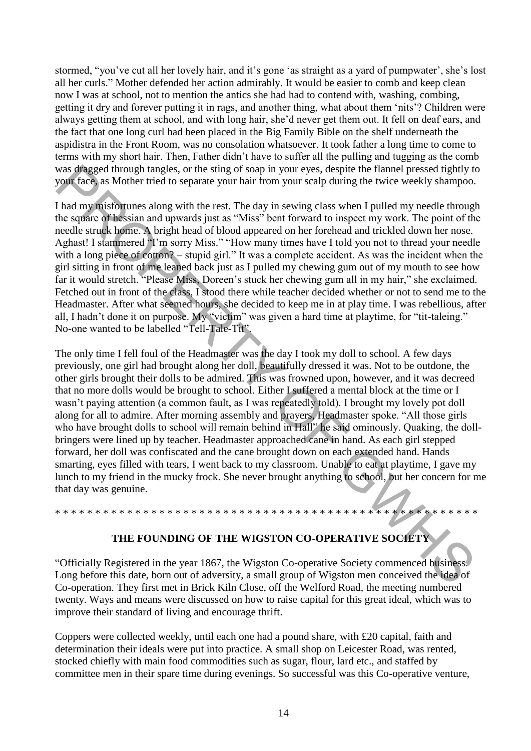stormed, "you've cut all her lovely hair, and it's gone 'as straight as a yard of pumpwater', she's lost all her curls." Mother defended her action admirably. It would be easier to comb and keep clean now I was at school, not to mention the antics she had had to contend with, washing, combing, getting it dry and forever putting it in rags, and another thing, what about them 'nits'? Children were always getting them at school, and with long hair, she'd never get them out. It fell on deaf ears, and the fact that one long curl had been placed in the Big Family Bible on the shelf underneath the aspidistra in the Front Room, was no consolation whatsoever. It took father a long time to come to terms with my short hair. Then, Father didn't have to suffer all the pulling and tugging as the comb was dragged through tangles, or the sting of soap in your eyes, despite the flannel pressed tightly to your face, as Mother tried to separate your hair from your scalp during the twice weekly shampoo.

I had my misfortunes along with the rest. The day in sewing class when I pulled my needle through the square of hessian and upwards just as "Miss" bent forward to inspect my work. The point of the needle struck home. A bright head of blood appeared on her forehead and trickled down her nose. Aghast! I stammered "I'm sorry Miss." "How many times have I told you not to thread your needle with a long piece of cotton? – stupid girl." It was a complete accident. As was the incident when the girl sitting in front of me leaned back just as I pulled my chewing gum out of my mouth to see how far it would stretch. "Please Miss, Doreen's stuck her chewing gum all in my hair," she exclaimed. Fetched out in front of the class, I stood there while teacher decided whether or not to send me to the Headmaster. After what seemed hours, she decided to keep me in at play time. I was rebellious, after all, I hadn't done it on purpose. My "victim" was given a hard time at playtime, for "tit-taleing." No-one wanted to be labelled "Tell-Tale-Tit".

The only time I fell foul of the Headmaster was the day I took my doll to school. A few days previously, one girl had brought along her doll, beautifully dressed it was. Not to be outdone, the other girls brought their dolls to be admired. This was frowned upon, however, and it was decreed that no more dolls would be brought to school. Either I suffered a mental block at the time or I wasn't paying attention (a common fault, as I was repeatedly told). I brought my lovely pot doll along for all to admire. After morning assembly and prayers, Headmaster spoke. "All those girls who have brought dolls to school will remain behind in Hall" he said ominously. Quaking, the doll-bringers were lined up by teacher. Headmaster approached cane in hand. As each girl stepped forward, her doll was confiscated and the cane brought down on each extended hand. Hands smarting, eyes filled with tears, I went back to my classroom. Unable to eat at playtime, I gave my lunch to my friend in the mucky frock. She never brought anything to school, but her concern for me that day was genuine.

\* \* \* \* \* \* \* \* \* \* \* \* \* \* \* \* \* \* \* \* \* \* \* \* \* \* \* \* \* \* \* \* \* \* \* \* \* \* \* \* \* \* \* \* \* \* \* \* \* \* \* \* \* \* \* \*

## THE FOUNDING OF THE WIGSTON CO-OPERATIVE SOCIETY

"Officially Registered in the year 1867, the Wigston Co-operative Society commenced business. Long before this date, born out of adversity, a small group of Wigston men conceived the idea of Co-operation. They first met in Brick Kiln Close, off the Welford Road, the meeting numbered twenty. Ways and means were discussed on how to raise capital for this great ideal, which was to improve their standard of living and encourage thrift.

Coppers were collected weekly, until each one had a pound share, with £20 capital, faith and determination their ideals were put into practice. A small shop on Leicester Road, was rented, stocked chiefly with main food commodities such as sugar, flour, lard etc., and staffed by committee men in their spare time during evenings. So successful was this Co-operative venture,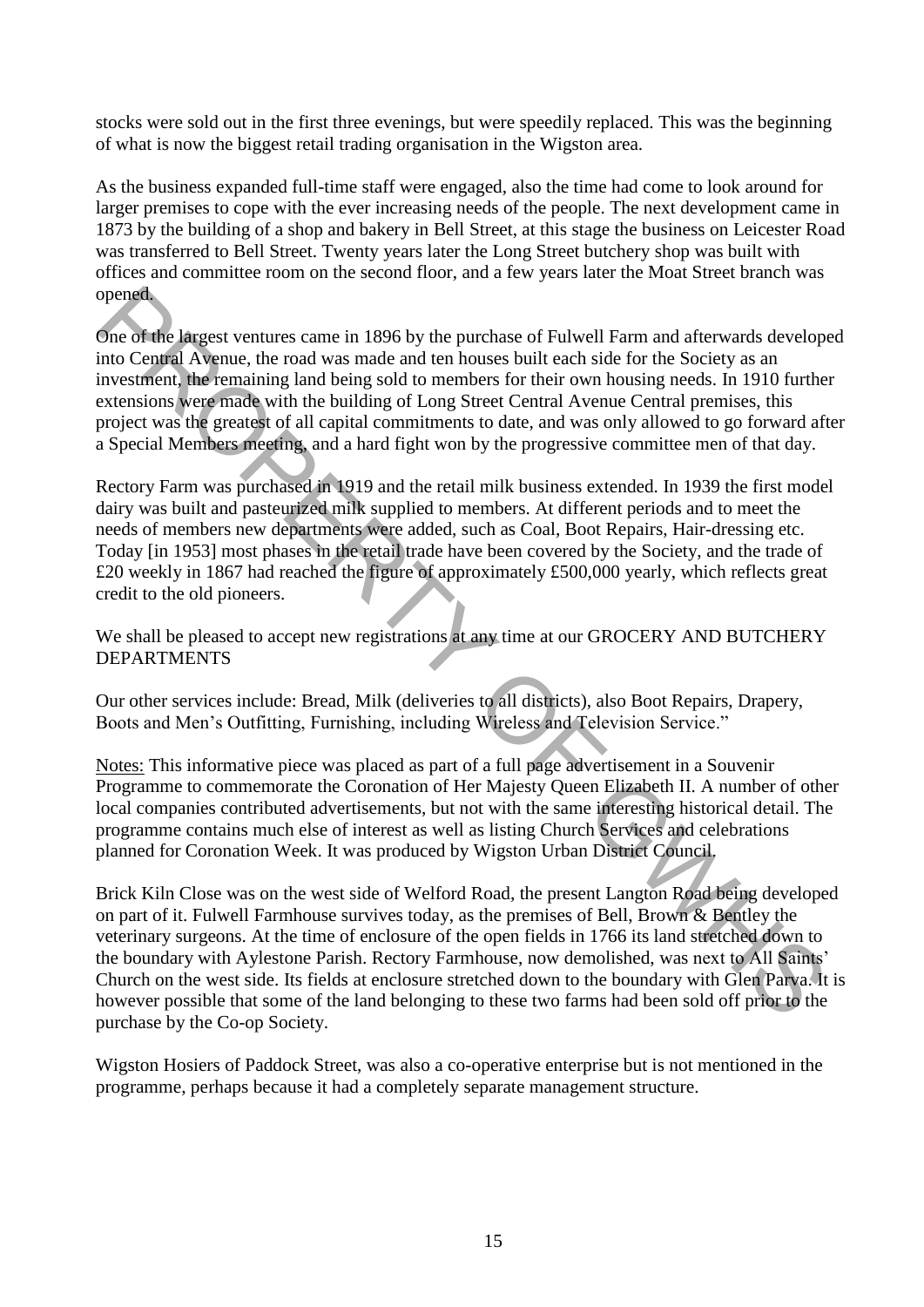stocks were sold out in the first three evenings, but were speedily replaced. This was the beginning of what is now the biggest retail trading organisation in the Wigston area.

As the business expanded full-time staff were engaged, also the time had come to look around for larger premises to cope with the ever increasing needs of the people. The next development came in 1873 by the building of a shop and bakery in Bell Street, at this stage the business on Leicester Road was transferred to Bell Street. Twenty years later the Long Street butchery shop was built with offices and committee room on the second floor, and a few years later the Moat Street branch was opened.

One of the largest ventures came in 1896 by the purchase of Fulwell Farm and afterwards developed into Central Avenue, the road was made and ten houses built each side for the Society as an investment, the remaining land being sold to members for their own housing needs. In 1910 further extensions were made with the building of Long Street Central Avenue Central premises, this project was the greatest of all capital commitments to date, and was only allowed to go forward after a Special Members meeting, and a hard fight won by the progressive committee men of that day.

Rectory Farm was purchased in 1919 and the retail milk business extended. In 1939 the first model dairy was built and pasteurized milk supplied to members. At different periods and to meet the needs of members new departments were added, such as Coal, Boot Repairs, Hair-dressing etc. Today [in 1953] most phases in the retail trade have been covered by the Society, and the trade of £20 weekly in 1867 had reached the figure of approximately £500,000 yearly, which reflects great credit to the old pioneers.

We shall be pleased to accept new registrations at any time at our GROCERY AND BUTCHERY DEPARTMENTS

Our other services include: Bread, Milk (deliveries to all districts), also Boot Repairs, Drapery, Boots and Men's Outfitting, Furnishing, including Wireless and Television Service."

Notes: This informative piece was placed as part of a full page advertisement in a Souvenir Programme to commemorate the Coronation of Her Majesty Queen Elizabeth II. A number of other local companies contributed advertisements, but not with the same interesting historical detail. The programme contains much else of interest as well as listing Church Services and celebrations planned for Coronation Week. It was produced by Wigston Urban District Council.

Brick Kiln Close was on the west side of Welford Road, the present Langton Road being developed on part of it. Fulwell Farmhouse survives today, as the premises of Bell, Brown & Bentley the veterinary surgeons. At the time of enclosure of the open fields in 1766 its land stretched down to the boundary with Aylestone Parish. Rectory Farmhouse, now demolished, was next to All Saints' Church on the west side. Its fields at enclosure stretched down to the boundary with Glen Parva. It is however possible that some of the land belonging to these two farms had been sold off prior to the purchase by the Co-op Society.

Wigston Hosiers of Paddock Street, was also a co-operative enterprise but is not mentioned in the programme, perhaps because it had a completely separate management structure.